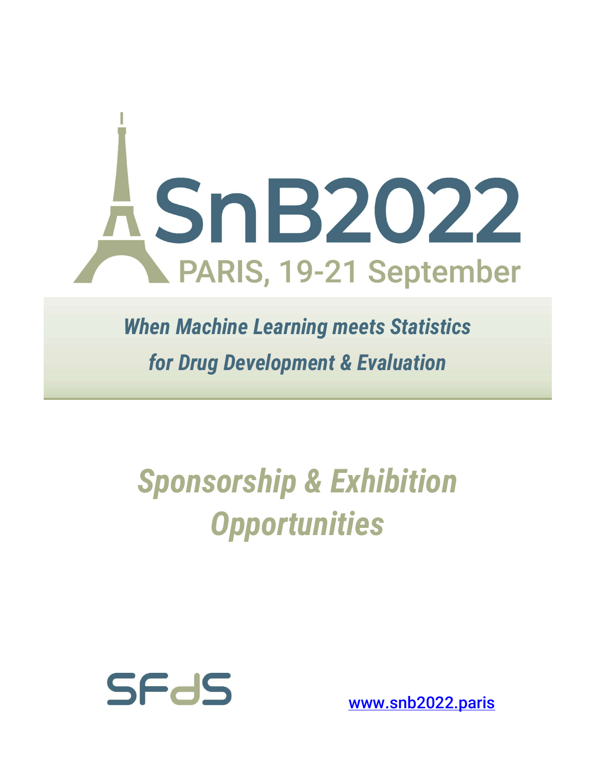# SnB2022

PARIS, 19-21 September

***When Machine Learning meets Statistics for Drug Development & Evaluation***

# *Sponsorship & Exhibition Opportunities*

SFdS

www.snb2022.paris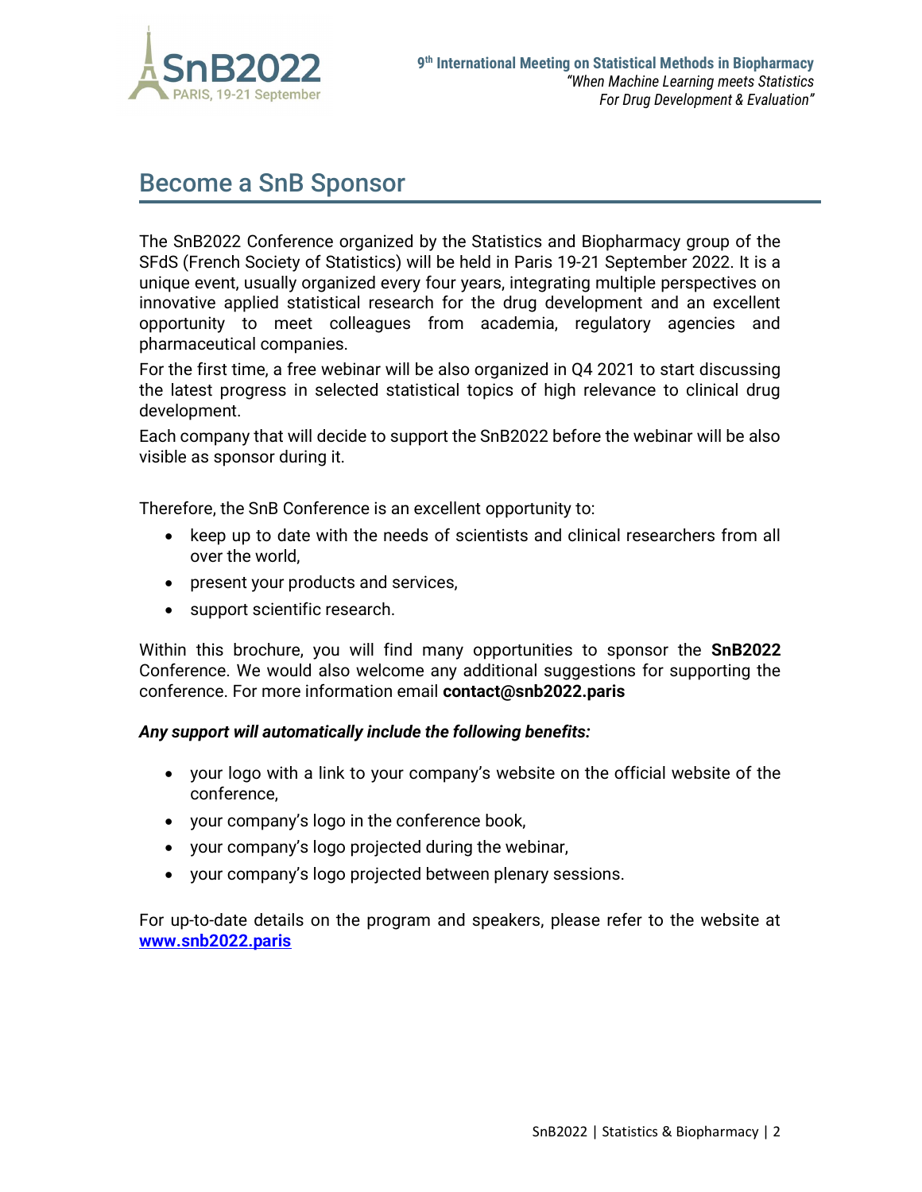# Become a SnB Sponsor

The SnB2022 Conference organized by the Statistics and Biopharmacy group of the SFdS (French Society of Statistics) will be held in Paris 19-21 September 2022. It is a unique event, usually organized every four years, integrating multiple perspectives on innovative applied statistical research for the drug development and an excellent opportunity to meet colleagues from academia, regulatory agencies and pharmaceutical companies.

For the first time, a free webinar will be also organized in Q4 2021 to start discussing the latest progress in selected statistical topics of high relevance to clinical drug development.

Each company that will decide to support the SnB2022 before the webinar will be also visible as sponsor during it.

Therefore, the SnB Conference is an excellent opportunity to:

- keep up to date with the needs of scientists and clinical researchers from all over the world,
- present your products and services,
- support scientific research.

Within this brochure, you will find many opportunities to sponsor the **SnB2022** Conference. We would also welcome any additional suggestions for supporting the conference. For more information email **contact@snb2022.paris**

***Any support will automatically include the following benefits:***

- your logo with a link to your company's website on the official website of the conference,
- your company's logo in the conference book,
- your company's logo projected during the webinar,
- your company's logo projected between plenary sessions.

For up-to-date details on the program and speakers, please refer to the website at **[www.snb2022.paris](http://www.snb2022.paris)**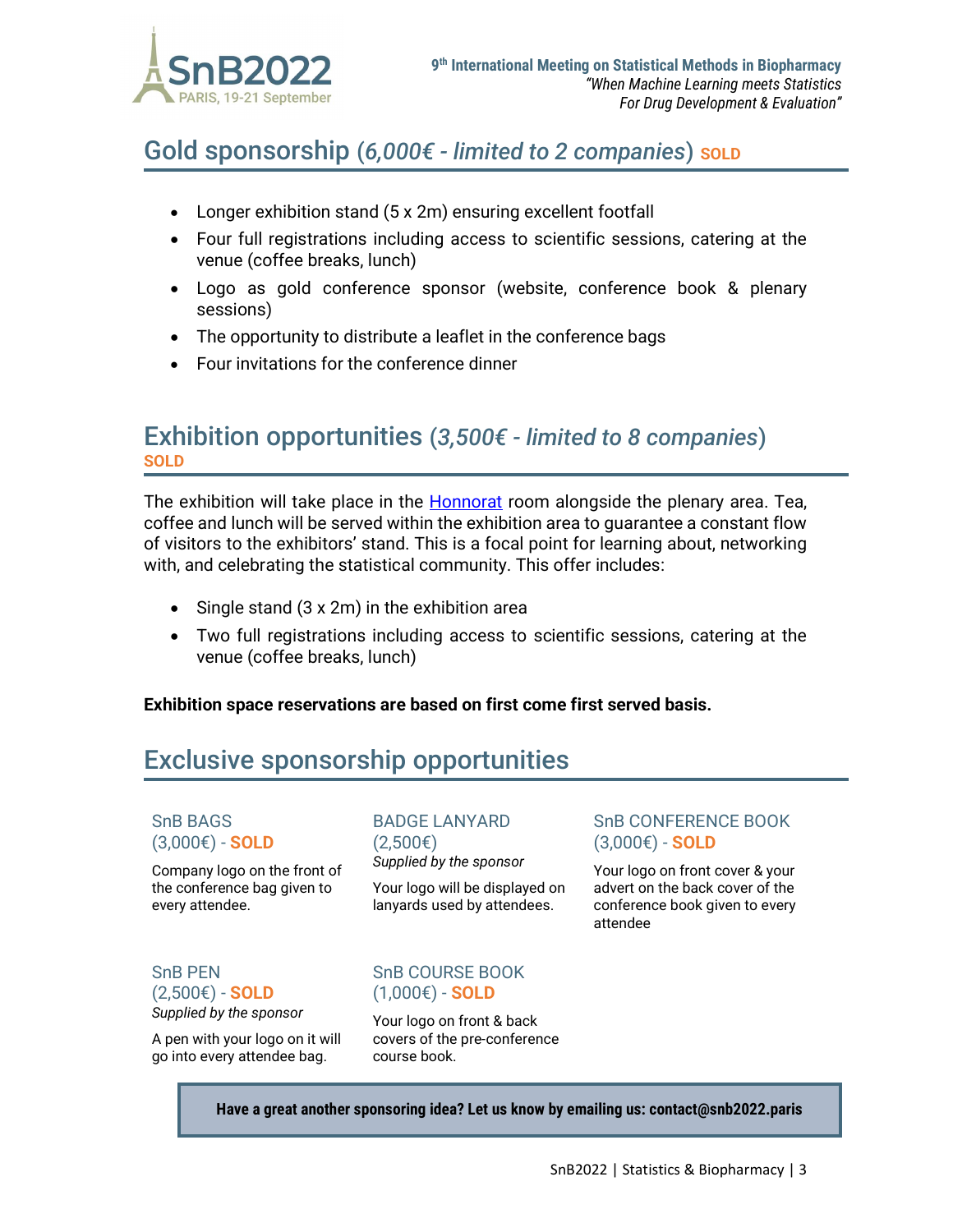## Gold sponsorship (*6,000€ - limited to 2 companies*) **SOLD**

- Longer exhibition stand (5 x 2m) ensuring excellent footfall
- Four full registrations including access to scientific sessions, catering at the venue (coffee breaks, lunch)
- Logo as gold conference sponsor (website, conference book & plenary sessions)
- The opportunity to distribute a leaflet in the conference bags
- Four invitations for the conference dinner

## Exhibition opportunities (*3,500€ - limited to 8 companies*) **SOLD**

The exhibition will take place in the Honnorat room alongside the plenary area. Tea, coffee and lunch will be served within the exhibition area to guarantee a constant flow of visitors to the exhibitors' stand. This is a focal point for learning about, networking with, and celebrating the statistical community. This offer includes:

- Single stand (3 x 2m) in the exhibition area
- Two full registrations including access to scientific sessions, catering at the venue (coffee breaks, lunch)

**Exhibition space reservations are based on first come first served basis.**

## Exclusive sponsorship opportunities

### SnB BAGS (3,000€) - **SOLD**

Company logo on the front of the conference bag given to every attendee.

### BADGE LANYARD (2,500€)

*Supplied by the sponsor*

Your logo will be displayed on lanyards used by attendees.

### SnB CONFERENCE BOOK (3,000€) - **SOLD**

Your logo on front cover & your advert on the back cover of the conference book given to every attendee

### SnB PEN (2,500€) - **SOLD**

*Supplied by the sponsor*

A pen with your logo on it will go into every attendee bag.

### SnB COURSE BOOK (1,000€) - **SOLD**

Your logo on front & back covers of the pre-conference course book.

**Have a great another sponsoring idea? Let us know by emailing us: contact@snb2022.paris**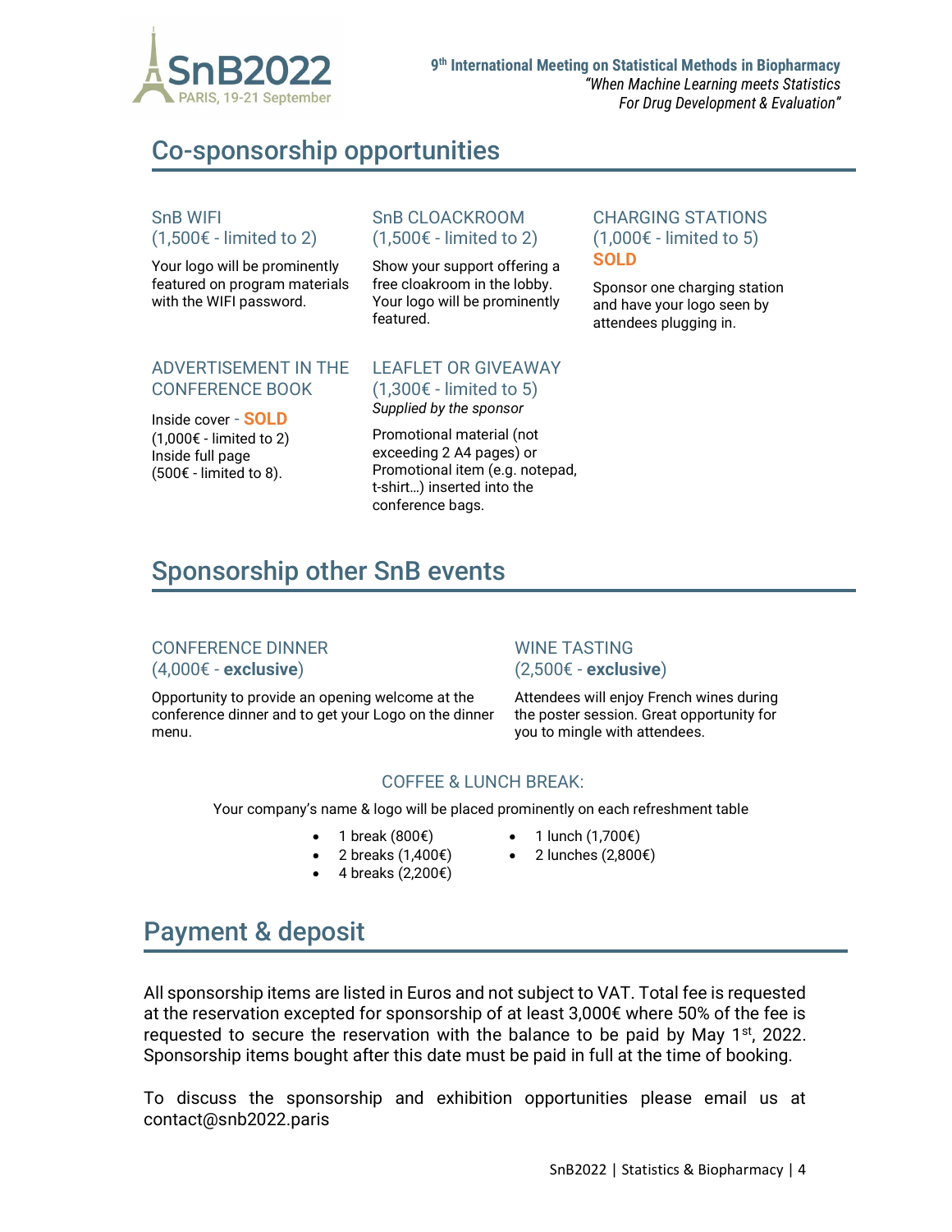# Co-sponsorship opportunities

### SnB WIFI
(1,500€ - limited to 2)

Your logo will be prominently featured on program materials with the WIFI password.

### SnB CLOACKROOM
(1,500€ - limited to 2)

Show your support offering a free cloakroom in the lobby. Your logo will be prominently featured.

### CHARGING STATIONS
(1,000€ - limited to 5)
**SOLD**

Sponsor one charging station and have your logo seen by attendees plugging in.

### ADVERTISEMENT IN THE CONFERENCE BOOK

Inside cover - **SOLD**
(1,000€ - limited to 2)
Inside full page
(500€ - limited to 8).

### LEAFLET OR GIVEAWAY
(1,300€ - limited to 5)
*Supplied by the sponsor*

Promotional material (not exceeding 2 A4 pages) or Promotional item (e.g. notepad, t-shirt…) inserted into the conference bags.

# Sponsorship other SnB events

### CONFERENCE DINNER
(4,000€ - **exclusive**)

Opportunity to provide an opening welcome at the conference dinner and to get your Logo on the dinner menu.

### WINE TASTING
(2,500€ - **exclusive**)

Attendees will enjoy French wines during the poster session. Great opportunity for you to mingle with attendees.

### COFFEE & LUNCH BREAK:

Your company's name & logo will be placed prominently on each refreshment table

- 1 break (800€)
- 2 breaks (1,400€)
- 4 breaks (2,200€)
- 1 lunch (1,700€)
- 2 lunches (2,800€)

# Payment & deposit

All sponsorship items are listed in Euros and not subject to VAT. Total fee is requested at the reservation excepted for sponsorship of at least 3,000€ where 50% of the fee is requested to secure the reservation with the balance to be paid by May 1st, 2022. Sponsorship items bought after this date must be paid in full at the time of booking.

To discuss the sponsorship and exhibition opportunities please email us at contact@snb2022.paris